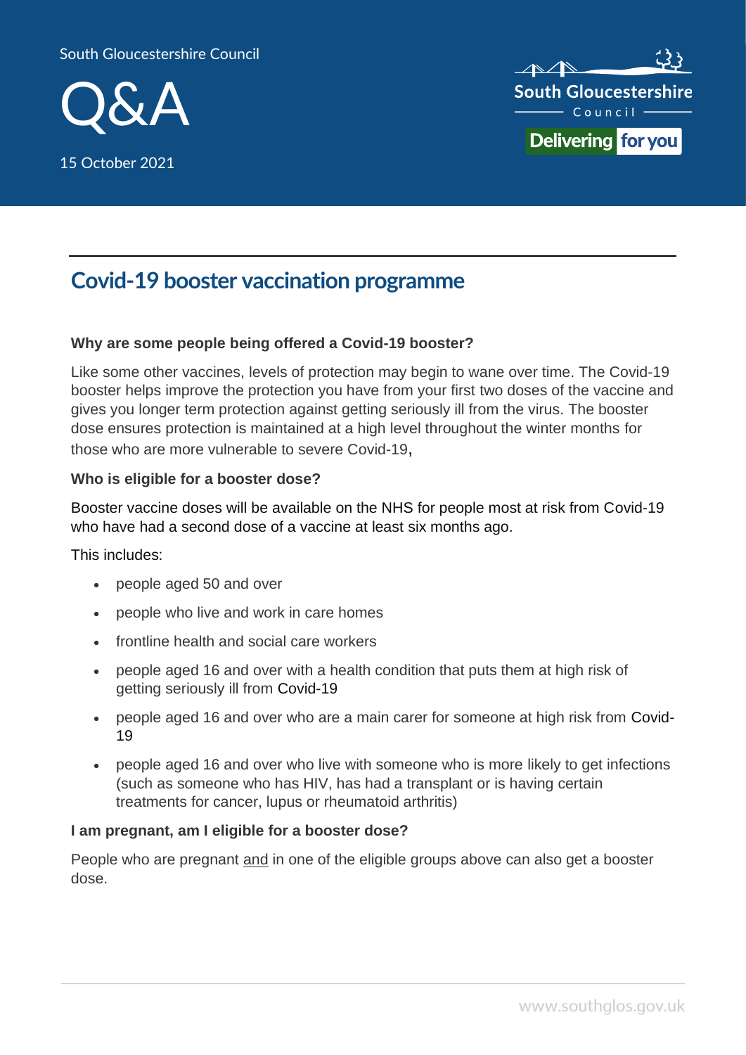South Gloucestershire Council

# Q&A

15 October 2021

## Covid-19 booster vaccination programme

**Why are some people being offered a Covid-19 booster?**

Like some other vaccines, levels of protection may begin to wane over time. The Covid-19 booster helps improve the protection you have from your first two doses of the vaccine and gives you longer term protection against getting seriously ill from the virus. The booster dose ensures protection is maintained at a high level throughout the winter months for those who are more vulnerable to severe Covid-19,

**Who is eligible for a booster dose?**

Booster vaccine doses will be available on the NHS for people most at risk from Covid-19 who have had a second dose of a vaccine at least six months ago.

This includes:

- people aged 50 and over
- people who live and work in care homes
- frontline health and social care workers
- people aged 16 and over with a health condition that puts them at high risk of getting seriously ill from Covid-19
- people aged 16 and over who are a main carer for someone at high risk from Covid-19
- people aged 16 and over who live with someone who is more likely to get infections (such as someone who has HIV, has had a transplant or is having certain treatments for cancer, lupus or rheumatoid arthritis)

**I am pregnant, am I eligible for a booster dose?**

People who are pregnant and in one of the eligible groups above can also get a booster dose.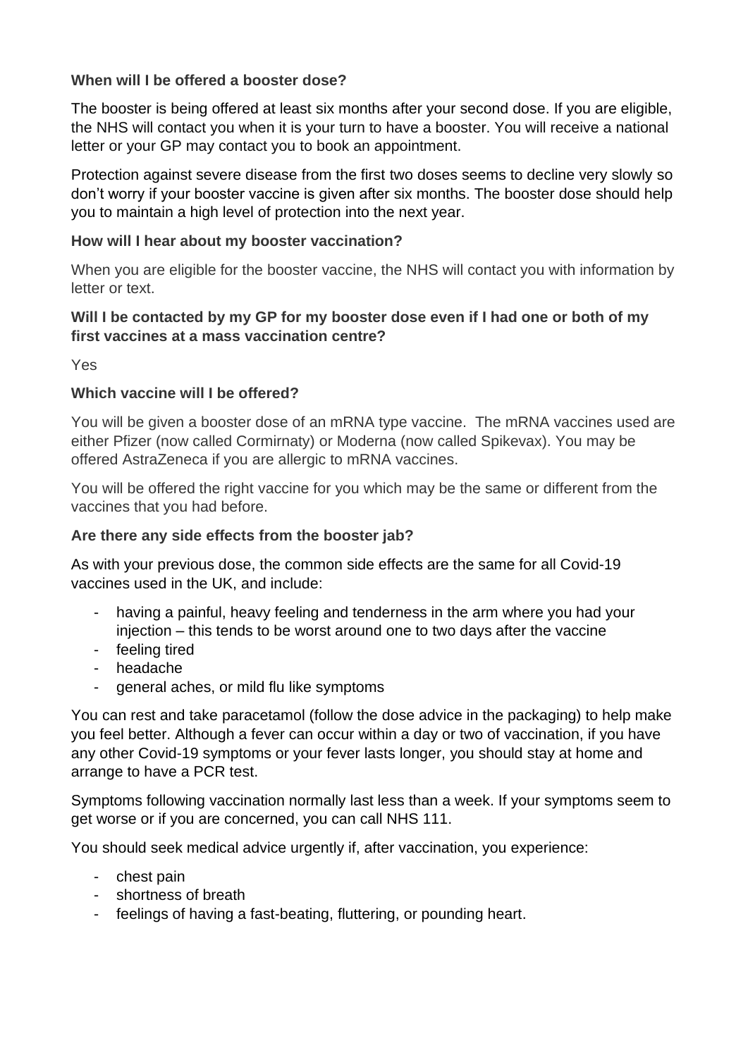**When will I be offered a booster dose?**

The booster is being offered at least six months after your second dose. If you are eligible, the NHS will contact you when it is your turn to have a booster. You will receive a national letter or your GP may contact you to book an appointment.

Protection against severe disease from the first two doses seems to decline very slowly so don't worry if your booster vaccine is given after six months. The booster dose should help you to maintain a high level of protection into the next year.

**How will I hear about my booster vaccination?**

When you are eligible for the booster vaccine, the NHS will contact you with information by letter or text.

**Will I be contacted by my GP for my booster dose even if I had one or both of my first vaccines at a mass vaccination centre?**

Yes

**Which vaccine will I be offered?**

You will be given a booster dose of an mRNA type vaccine. The mRNA vaccines used are either Pfizer (now called Cormirnaty) or Moderna (now called Spikevax). You may be offered AstraZeneca if you are allergic to mRNA vaccines.

You will be offered the right vaccine for you which may be the same or different from the vaccines that you had before.

**Are there any side effects from the booster jab?**

As with your previous dose, the common side effects are the same for all Covid-19 vaccines used in the UK, and include:

- having a painful, heavy feeling and tenderness in the arm where you had your injection – this tends to be worst around one to two days after the vaccine
- feeling tired
- headache
- general aches, or mild flu like symptoms

You can rest and take paracetamol (follow the dose advice in the packaging) to help make you feel better. Although a fever can occur within a day or two of vaccination, if you have any other Covid-19 symptoms or your fever lasts longer, you should stay at home and arrange to have a PCR test.

Symptoms following vaccination normally last less than a week. If your symptoms seem to get worse or if you are concerned, you can call NHS 111.

You should seek medical advice urgently if, after vaccination, you experience:

- chest pain
- shortness of breath
- feelings of having a fast-beating, fluttering, or pounding heart.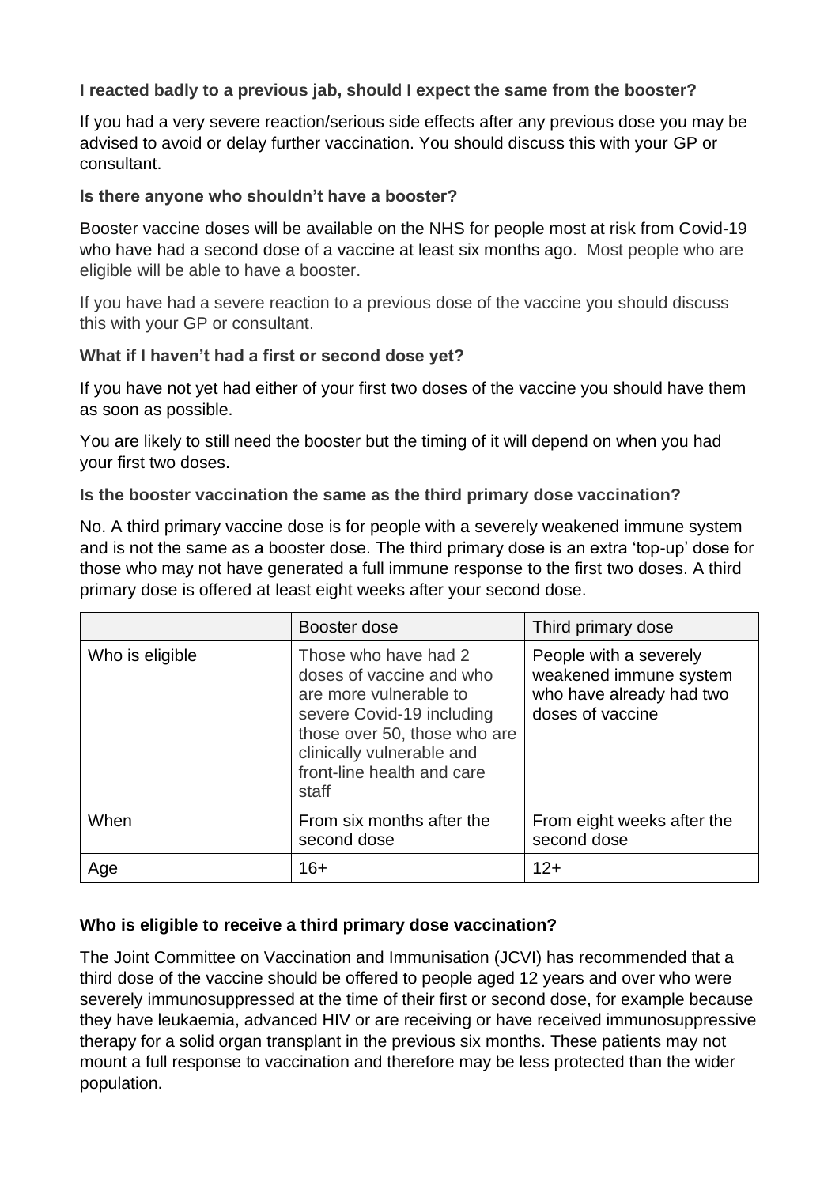**I reacted badly to a previous jab, should I expect the same from the booster?**

If you had a very severe reaction/serious side effects after any previous dose you may be advised to avoid or delay further vaccination. You should discuss this with your GP or consultant.

**Is there anyone who shouldn't have a booster?**

Booster vaccine doses will be available on the NHS for people most at risk from Covid-19 who have had a second dose of a vaccine at least six months ago. Most people who are eligible will be able to have a booster.

If you have had a severe reaction to a previous dose of the vaccine you should discuss this with your GP or consultant.

**What if I haven't had a first or second dose yet?**

If you have not yet had either of your first two doses of the vaccine you should have them as soon as possible.

You are likely to still need the booster but the timing of it will depend on when you had your first two doses.

**Is the booster vaccination the same as the third primary dose vaccination?**

No. A third primary vaccine dose is for people with a severely weakened immune system and is not the same as a booster dose. The third primary dose is an extra 'top-up' dose for those who may not have generated a full immune response to the first two doses. A third primary dose is offered at least eight weeks after your second dose.

| | Booster dose | Third primary dose |
|---|---|---|
| Who is eligible | Those who have had 2 doses of vaccine and who are more vulnerable to severe Covid-19 including those over 50, those who are clinically vulnerable and front-line health and care staff | People with a severely weakened immune system who have already had two doses of vaccine |
| When | From six months after the second dose | From eight weeks after the second dose |
| Age | 16+ | 12+ |

**Who is eligible to receive a third primary dose vaccination?**

The Joint Committee on Vaccination and Immunisation (JCVI) has recommended that a third dose of the vaccine should be offered to people aged 12 years and over who were severely immunosuppressed at the time of their first or second dose, for example because they have leukaemia, advanced HIV or are receiving or have received immunosuppressive therapy for a solid organ transplant in the previous six months. These patients may not mount a full response to vaccination and therefore may be less protected than the wider population.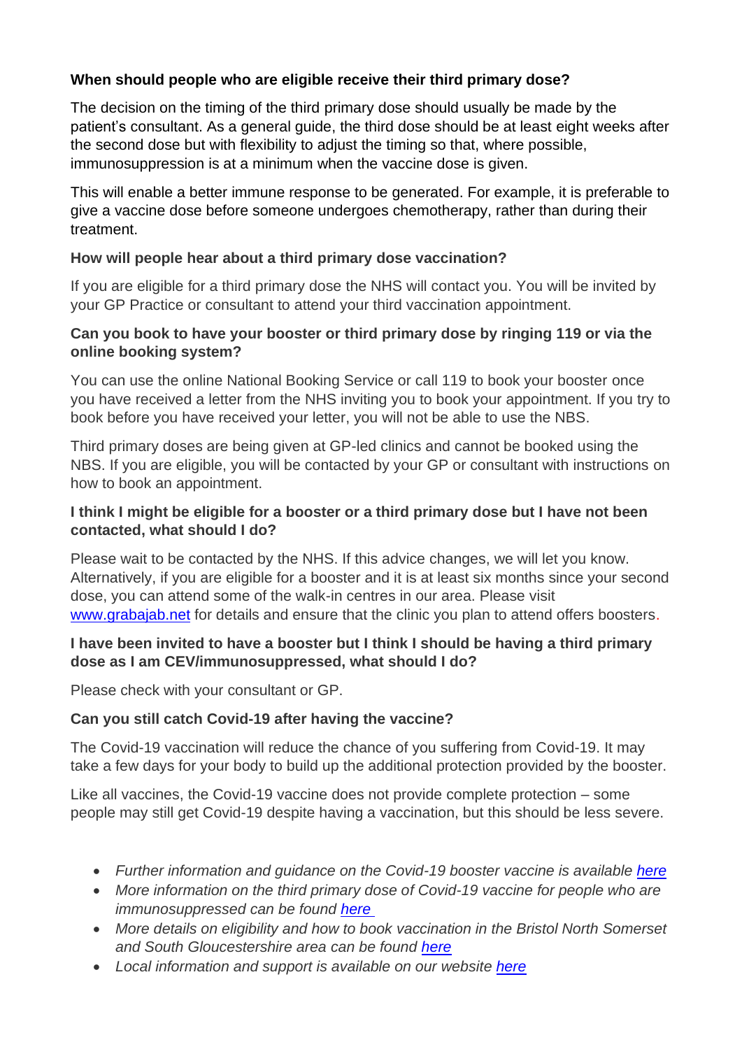**When should people who are eligible receive their third primary dose?**

The decision on the timing of the third primary dose should usually be made by the patient's consultant. As a general guide, the third dose should be at least eight weeks after the second dose but with flexibility to adjust the timing so that, where possible, immunosuppression is at a minimum when the vaccine dose is given.

This will enable a better immune response to be generated. For example, it is preferable to give a vaccine dose before someone undergoes chemotherapy, rather than during their treatment.

**How will people hear about a third primary dose vaccination?**

If you are eligible for a third primary dose the NHS will contact you. You will be invited by your GP Practice or consultant to attend your third vaccination appointment.

**Can you book to have your booster or third primary dose by ringing 119 or via the online booking system?**

You can use the online National Booking Service or call 119 to book your booster once you have received a letter from the NHS inviting you to book your appointment. If you try to book before you have received your letter, you will not be able to use the NBS.

Third primary doses are being given at GP-led clinics and cannot be booked using the NBS. If you are eligible, you will be contacted by your GP or consultant with instructions on how to book an appointment.

**I think I might be eligible for a booster or a third primary dose but I have not been contacted, what should I do?**

Please wait to be contacted by the NHS. If this advice changes, we will let you know. Alternatively, if you are eligible for a booster and it is at least six months since your second dose, you can attend some of the walk-in centres in our area. Please visit www.grabajab.net for details and ensure that the clinic you plan to attend offers boosters.

**I have been invited to have a booster but I think I should be having a third primary dose as I am CEV/immunosuppressed, what should I do?**

Please check with your consultant or GP.

**Can you still catch Covid-19 after having the vaccine?**

The Covid-19 vaccination will reduce the chance of you suffering from Covid-19. It may take a few days for your body to build up the additional protection provided by the booster.

Like all vaccines, the Covid-19 vaccine does not provide complete protection – some people may still get Covid-19 despite having a vaccination, but this should be less severe.

- *Further information and guidance on the Covid-19 booster vaccine is available here*
- *More information on the third primary dose of Covid-19 vaccine for people who are immunosuppressed can be found here*
- *More details on eligibility and how to book vaccination in the Bristol North Somerset and South Gloucestershire area can be found here*
- *Local information and support is available on our website here*